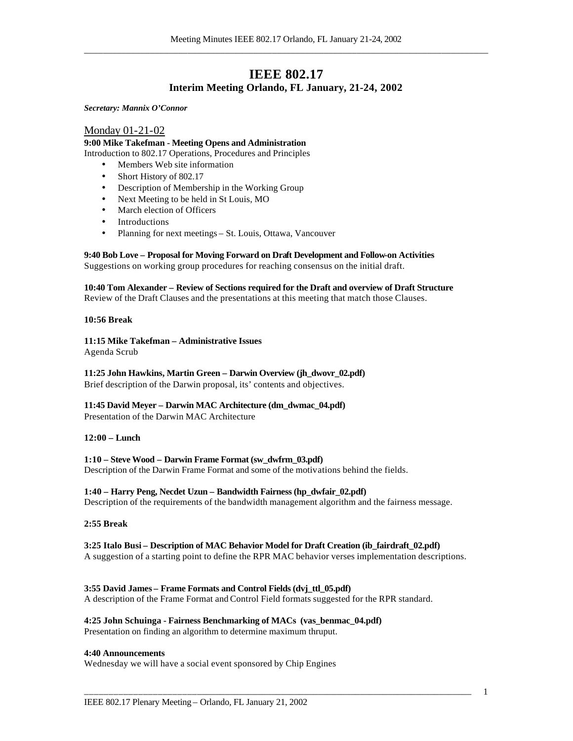# IEEE 802.17
## Interim Meeting Orlando, FL January, 21-24, 2002

***Secretary: Mannix O'Connor***

Monday 01-21-02

**9:00 Mike Takefman - Meeting Opens and Administration**
Introduction to 802.17 Operations, Procedures and Principles

- Members Web site information
- Short History of 802.17
- Description of Membership in the Working Group
- Next Meeting to be held in St Louis, MO
- March election of Officers
- Introductions
- Planning for next meetings – St. Louis, Ottawa, Vancouver

**9:40 Bob Love – Proposal for Moving Forward on Draft Development and Follow-on Activities**
Suggestions on working group procedures for reaching consensus on the initial draft.

**10:40 Tom Alexander – Review of Sections required for the Draft and overview of Draft Structure**
Review of the Draft Clauses and the presentations at this meeting that match those Clauses.

**10:56 Break**

**11:15 Mike Takefman – Administrative Issues**
Agenda Scrub

**11:25 John Hawkins, Martin Green – Darwin Overview (jh_dwovr_02.pdf)**
Brief description of the Darwin proposal, its' contents and objectives.

**11:45 David Meyer – Darwin MAC Architecture (dm_dwmac_04.pdf)**
Presentation of the Darwin MAC Architecture

**12:00 – Lunch**

**1:10 – Steve Wood – Darwin Frame Format (sw_dwfrm_03.pdf)**
Description of the Darwin Frame Format and some of the motivations behind the fields.

**1:40 – Harry Peng, Necdet Uzun – Bandwidth Fairness (hp_dwfair_02.pdf)**
Description of the requirements of the bandwidth management algorithm and the fairness message.

**2:55 Break**

**3:25 Italo Busi – Description of MAC Behavior Model for Draft Creation (ib_fairdraft_02.pdf)**
A suggestion of a starting point to define the RPR MAC behavior verses implementation descriptions.

**3:55 David James – Frame Formats and Control Fields (dvj_ttl_05.pdf)**
A description of the Frame Format and Control Field formats suggested for the RPR standard.

**4:25 John Schuinga - Fairness Benchmarking of MACs (vas_benmac_04.pdf)**
Presentation on finding an algorithm to determine maximum thruput.

**4:40 Announcements**
Wednesday we will have a social event sponsored by Chip Engines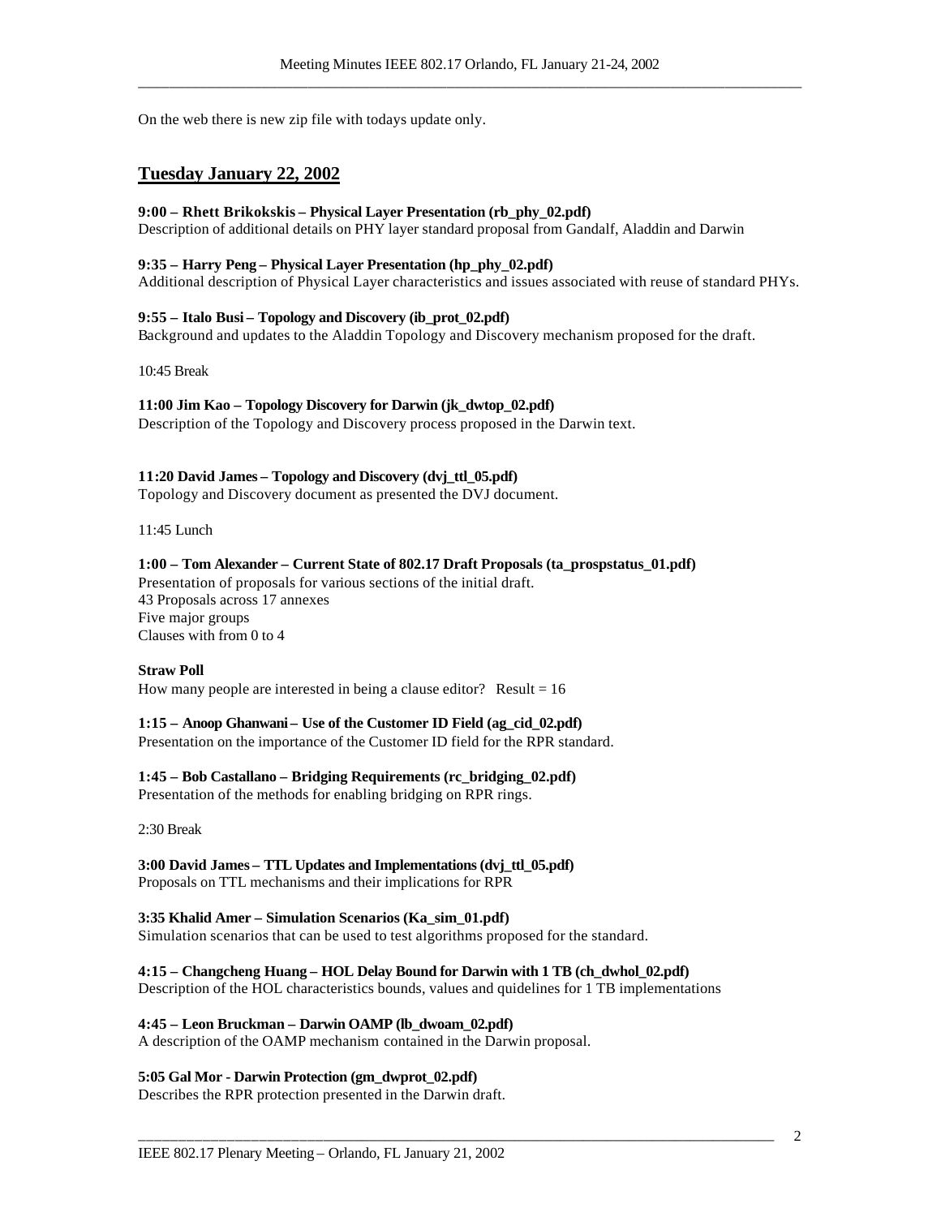On the web there is new zip file with todays update only.

## Tuesday January 22, 2002

**9:00 – Rhett Brikokskis – Physical Layer Presentation (rb_phy_02.pdf)**
Description of additional details on PHY layer standard proposal from Gandalf, Aladdin and Darwin

**9:35 – Harry Peng – Physical Layer Presentation (hp_phy_02.pdf)**
Additional description of Physical Layer characteristics and issues associated with reuse of standard PHYs.

**9:55 – Italo Busi – Topology and Discovery (ib_prot_02.pdf)**
Background and updates to the Aladdin Topology and Discovery mechanism proposed for the draft.

10:45 Break

**11:00 Jim Kao – Topology Discovery for Darwin (jk_dwtop_02.pdf)**
Description of the Topology and Discovery process proposed in the Darwin text.

**11:20 David James – Topology and Discovery (dvj_ttl_05.pdf)**
Topology and Discovery document as presented the DVJ document.

11:45 Lunch

**1:00 – Tom Alexander – Current State of 802.17 Draft Proposals (ta_prospstatus_01.pdf)**
Presentation of proposals for various sections of the initial draft.
43 Proposals across 17 annexes
Five major groups
Clauses with from 0 to 4

**Straw Poll**
How many people are interested in being a clause editor? Result = 16

**1:15 – Anoop Ghanwani – Use of the Customer ID Field (ag_cid_02.pdf)**
Presentation on the importance of the Customer ID field for the RPR standard.

**1:45 – Bob Castallano – Bridging Requirements (rc_bridging_02.pdf)**
Presentation of the methods for enabling bridging on RPR rings.

2:30 Break

**3:00 David James – TTL Updates and Implementations (dvj_ttl_05.pdf)**
Proposals on TTL mechanisms and their implications for RPR

**3:35 Khalid Amer – Simulation Scenarios (Ka_sim_01.pdf)**
Simulation scenarios that can be used to test algorithms proposed for the standard.

**4:15 – Changcheng Huang – HOL Delay Bound for Darwin with 1 TB (ch_dwhol_02.pdf)**
Description of the HOL characteristics bounds, values and quidelines for 1 TB implementations

**4:45 – Leon Bruckman – Darwin OAMP (lb_dwoam_02.pdf)**
A description of the OAMP mechanism contained in the Darwin proposal.

**5:05 Gal Mor - Darwin Protection (gm_dwprot_02.pdf)**
Describes the RPR protection presented in the Darwin draft.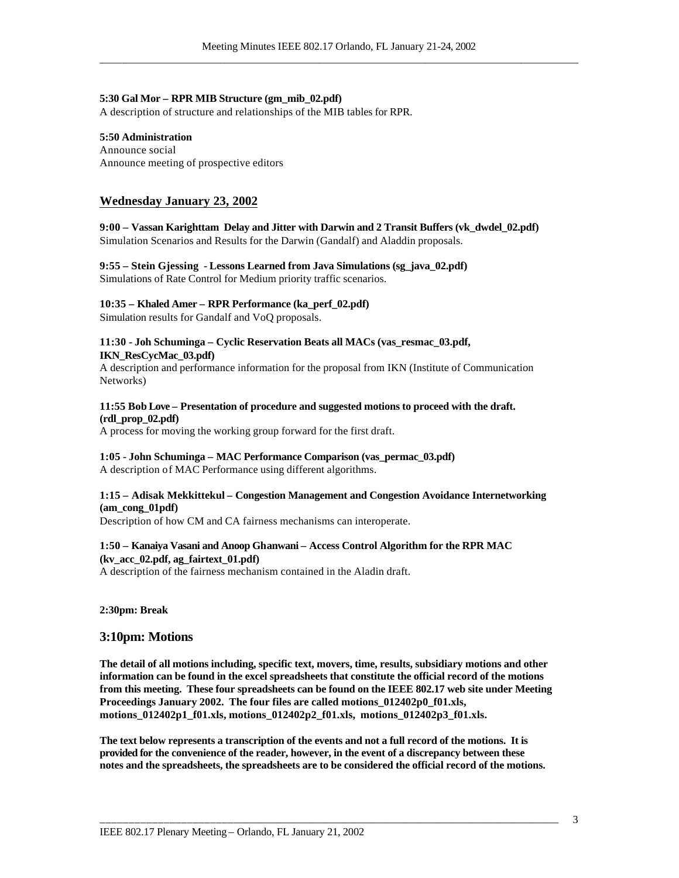**5:30 Gal Mor – RPR MIB Structure (gm_mib_02.pdf)**
A description of structure and relationships of the MIB tables for RPR.

**5:50 Administration**
Announce social
Announce meeting of prospective editors

## Wednesday January 23, 2002

**9:00 – Vassan Karighttam Delay and Jitter with Darwin and 2 Transit Buffers (vk_dwdel_02.pdf)**
Simulation Scenarios and Results for the Darwin (Gandalf) and Aladdin proposals.

**9:55 – Stein Gjessing - Lessons Learned from Java Simulations (sg_java_02.pdf)**
Simulations of Rate Control for Medium priority traffic scenarios.

**10:35 – Khaled Amer – RPR Performance (ka_perf_02.pdf)**
Simulation results for Gandalf and VoQ proposals.

**11:30 - Joh Schuminga – Cyclic Reservation Beats all MACs (vas_resmac_03.pdf, IKN_ResCycMac_03.pdf)**
A description and performance information for the proposal from IKN (Institute of Communication Networks)

**11:55 Bob Love – Presentation of procedure and suggested motions to proceed with the draft. (rdl_prop_02.pdf)**
A process for moving the working group forward for the first draft.

**1:05 - John Schuminga – MAC Performance Comparison (vas_permac_03.pdf)**
A description of MAC Performance using different algorithms.

**1:15 – Adisak Mekkittekul – Congestion Management and Congestion Avoidance Internetworking (am_cong_01pdf)**
Description of how CM and CA fairness mechanisms can interoperate.

**1:50 – Kanaiya Vasani and Anoop Ghanwani – Access Control Algorithm for the RPR MAC (kv_acc_02.pdf, ag_fairtext_01.pdf)**
A description of the fairness mechanism contained in the Aladin draft.

**2:30pm: Break**

## 3:10pm: Motions

**The detail of all motions including, specific text, movers, time, results, subsidiary motions and other information can be found in the excel spreadsheets that constitute the official record of the motions from this meeting. These four spreadsheets can be found on the IEEE 802.17 web site under Meeting Proceedings January 2002. The four files are called motions_012402p0_f01.xls, motions_012402p1_f01.xls, motions_012402p2_f01.xls, motions_012402p3_f01.xls.**

**The text below represents a transcription of the events and not a full record of the motions. It is provided for the convenience of the reader, however, in the event of a discrepancy between these notes and the spreadsheets, the spreadsheets are to be considered the official record of the motions.**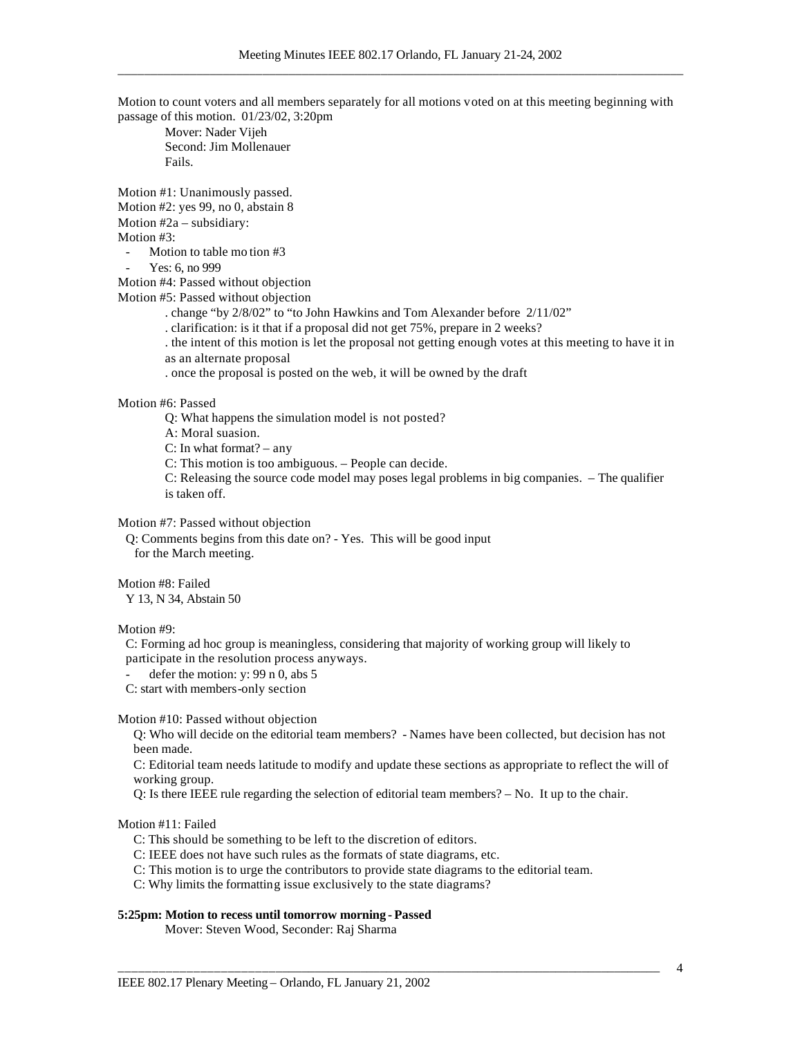Motion to count voters and all members separately for all motions voted on at this meeting beginning with passage of this motion. 01/23/02, 3:20pm

Mover: Nader Vijeh
Second: Jim Mollenauer
Fails.

Motion #1: Unanimously passed.
Motion #2: yes 99, no 0, abstain 8
Motion #2a – subsidiary:
Motion #3:

- Motion to table mo tion #3
- Yes: 6, no 999

Motion #4: Passed without objection
Motion #5: Passed without objection

. change "by 2/8/02" to "to John Hawkins and Tom Alexander before 2/11/02"
. clarification: is it that if a proposal did not get 75%, prepare in 2 weeks?
. the intent of this motion is let the proposal not getting enough votes at this meeting to have it in as an alternate proposal
. once the proposal is posted on the web, it will be owned by the draft

Motion #6: Passed

Q: What happens the simulation model is not posted?
A: Moral suasion.
C: In what format? – any
C: This motion is too ambiguous. – People can decide.
C: Releasing the source code model may poses legal problems in big companies. – The qualifier is taken off.

Motion #7: Passed without objection
Q: Comments begins from this date on? - Yes. This will be good input for the March meeting.

Motion #8: Failed
Y 13, N 34, Abstain 50

Motion #9:
C: Forming ad hoc group is meaningless, considering that majority of working group will likely to participate in the resolution process anyways.

- defer the motion: y: 99 n 0, abs 5

C: start with members-only section

Motion #10: Passed without objection
Q: Who will decide on the editorial team members? - Names have been collected, but decision has not been made.
C: Editorial team needs latitude to modify and update these sections as appropriate to reflect the will of working group.
Q: Is there IEEE rule regarding the selection of editorial team members? – No. It up to the chair.

Motion #11: Failed
C: This should be something to be left to the discretion of editors.
C: IEEE does not have such rules as the formats of state diagrams, etc.
C: This motion is to urge the contributors to provide state diagrams to the editorial team.
C: Why limits the formatting issue exclusively to the state diagrams?

**5:25pm: Motion to recess until tomorrow morning - Passed**
Mover: Steven Wood, Seconder: Raj Sharma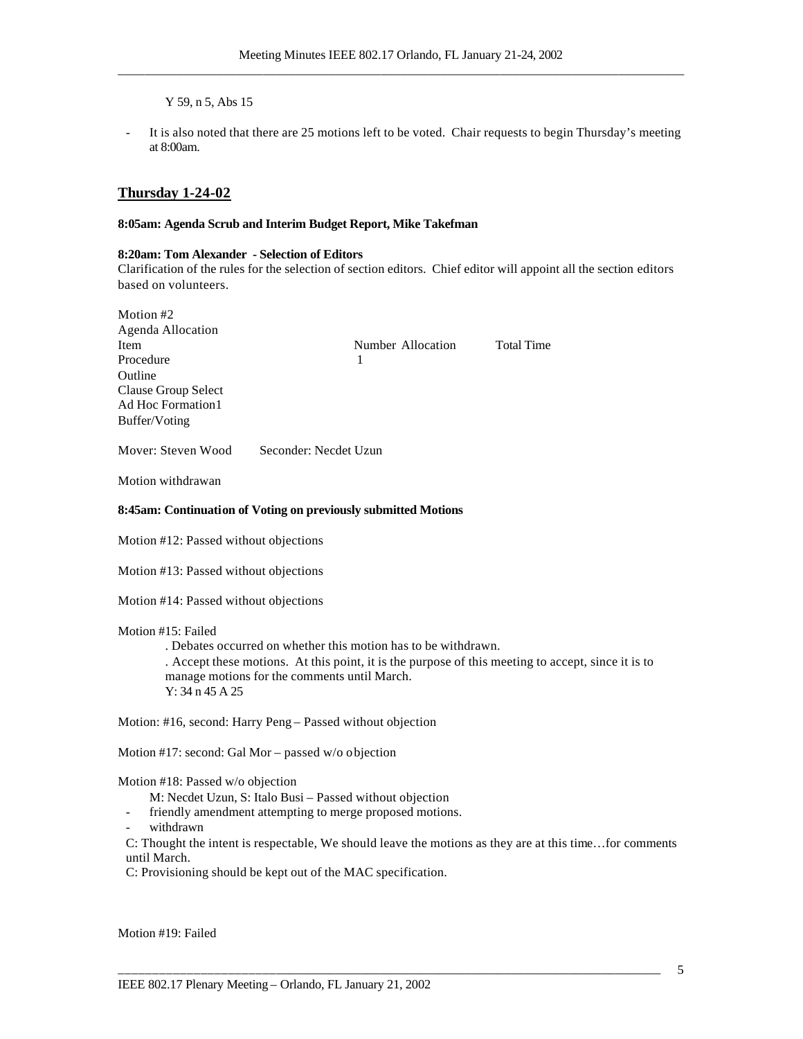Y 59, n 5, Abs 15

- It is also noted that there are 25 motions left to be voted. Chair requests to begin Thursday's meeting at 8:00am.

## Thursday 1-24-02

**8:05am: Agenda Scrub and Interim Budget Report, Mike Takefman**

**8:20am: Tom Alexander - Selection of Editors**

Clarification of the rules for the selection of section editors. Chief editor will appoint all the section editors based on volunteers.

Motion #2
Agenda Allocation

| Item | Number Allocation | Total Time |
|---|---|---|
| Procedure | 1 | |
| Outline | | |
| Clause Group Select | | |
| Ad Hoc Formation1 | | |
| Buffer/Voting | | |

Mover: Steven Wood  Seconder: Necdet Uzun

Motion withdrawan

**8:45am: Continuation of Voting on previously submitted Motions**

Motion #12: Passed without objections

Motion #13: Passed without objections

Motion #14: Passed without objections

Motion #15: Failed
. Debates occurred on whether this motion has to be withdrawn.
. Accept these motions. At this point, it is the purpose of this meeting to accept, since it is to manage motions for the comments until March.
Y: 34 n 45 A 25

Motion: #16, second: Harry Peng – Passed without objection

Motion #17: second: Gal Mor – passed w/o objection

Motion #18: Passed w/o objection
M: Necdet Uzun, S: Italo Busi – Passed without objection
- friendly amendment attempting to merge proposed motions.
- withdrawn

C: Thought the intent is respectable, We should leave the motions as they are at this time…for comments until March.
C: Provisioning should be kept out of the MAC specification.

Motion #19: Failed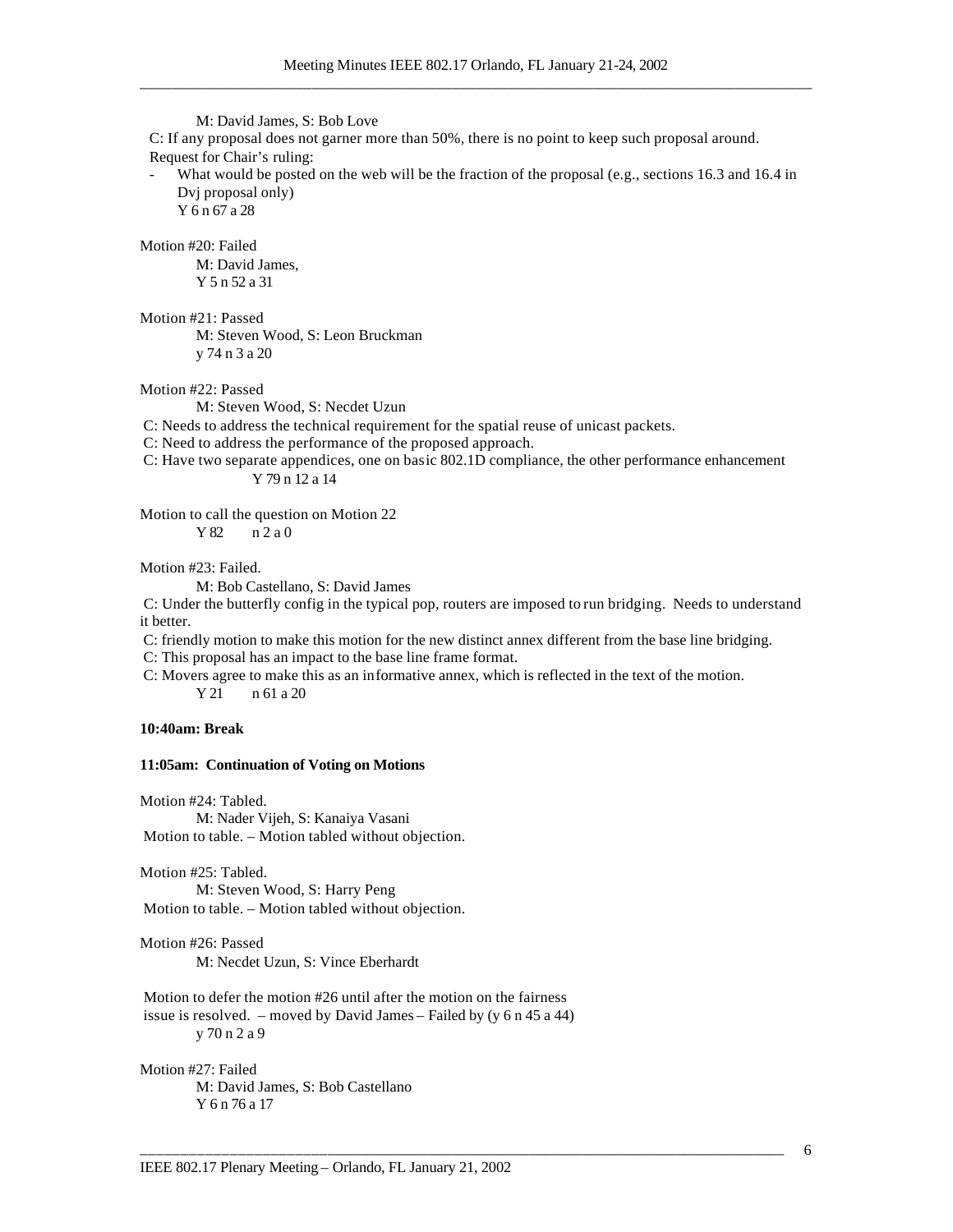M: David James, S: Bob Love

C: If any proposal does not garner more than 50%, there is no point to keep such proposal around.

Request for Chair's ruling:

- What would be posted on the web will be the fraction of the proposal (e.g., sections 16.3 and 16.4 in Dvj proposal only)

  Y 6 n 67 a 28

Motion #20: Failed

M: David James,

Y 5 n 52 a 31

Motion #21: Passed

M: Steven Wood, S: Leon Bruckman

y 74 n 3 a 20

Motion #22: Passed

M: Steven Wood, S: Necdet Uzun

C: Needs to address the technical requirement for the spatial reuse of unicast packets.

C: Need to address the performance of the proposed approach.

C: Have two separate appendices, one on basic 802.1D compliance, the other performance enhancement

Y 79 n 12 a 14

Motion to call the question on Motion 22

Y 82 n 2 a 0

Motion #23: Failed.

M: Bob Castellano, S: David James

C: Under the butterfly config in the typical pop, routers are imposed to run bridging. Needs to understand it better.

C: friendly motion to make this motion for the new distinct annex different from the base line bridging.

C: This proposal has an impact to the base line frame format.

C: Movers agree to make this as an informative annex, which is reflected in the text of the motion.

Y 21 n 61 a 20

**10:40am: Break**

**11:05am: Continuation of Voting on Motions**

Motion #24: Tabled.

M: Nader Vijeh, S: Kanaiya Vasani

Motion to table. – Motion tabled without objection.

Motion #25: Tabled.

M: Steven Wood, S: Harry Peng

Motion to table. – Motion tabled without objection.

Motion #26: Passed

M: Necdet Uzun, S: Vince Eberhardt

Motion to defer the motion #26 until after the motion on the fairness issue is resolved. – moved by David James – Failed by (y 6 n 45 a 44)

y 70 n 2 a 9

Motion #27: Failed

M: David James, S: Bob Castellano

Y 6 n 76 a 17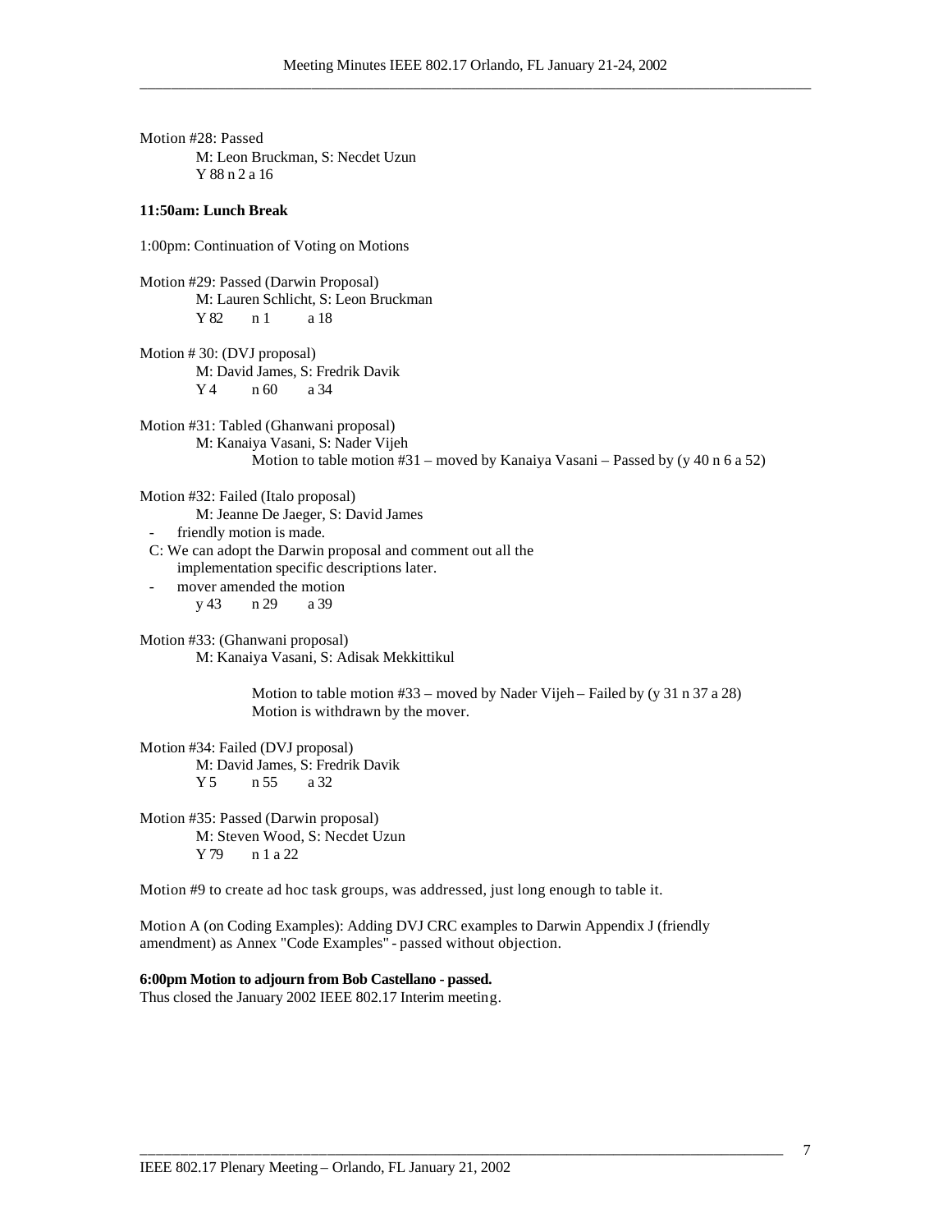Motion #28: Passed

M: Leon Bruckman, S: Necdet Uzun

Y 88 n 2 a 16

**11:50am: Lunch Break**

1:00pm: Continuation of Voting on Motions

Motion #29: Passed (Darwin Proposal)

M: Lauren Schlicht, S: Leon Bruckman

Y 82 n 1 a 18

Motion # 30: (DVJ proposal)

M: David James, S: Fredrik Davik

Y 4 n 60 a 34

Motion #31: Tabled (Ghanwani proposal)

M: Kanaiya Vasani, S: Nader Vijeh

Motion to table motion #31 – moved by Kanaiya Vasani – Passed by (y 40 n 6 a 52)

Motion #32: Failed (Italo proposal)

M: Jeanne De Jaeger, S: David James

- friendly motion is made.

C: We can adopt the Darwin proposal and comment out all the implementation specific descriptions later.

- mover amended the motion

y 43 n 29 a 39

Motion #33: (Ghanwani proposal)

M: Kanaiya Vasani, S: Adisak Mekkittikul

Motion to table motion #33 – moved by Nader Vijeh – Failed by (y 31 n 37 a 28)
Motion is withdrawn by the mover.

Motion #34: Failed (DVJ proposal)

M: David James, S: Fredrik Davik

Y 5 n 55 a 32

Motion #35: Passed (Darwin proposal)

M: Steven Wood, S: Necdet Uzun

Y 79 n 1 a 22

Motion #9 to create ad hoc task groups, was addressed, just long enough to table it.

Motion A (on Coding Examples): Adding DVJ CRC examples to Darwin Appendix J (friendly amendment) as Annex "Code Examples" - passed without objection.

**6:00pm Motion to adjourn from Bob Castellano - passed.**

Thus closed the January 2002 IEEE 802.17 Interim meeting.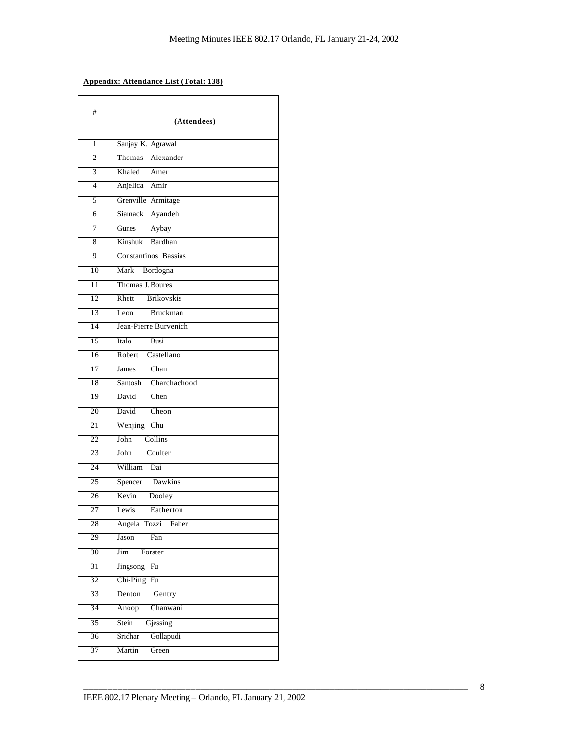**Appendix: Attendance List (Total: 138)**

| # | (Attendees) |
|---|---|
| 1 | Sanjay K. Agrawal |
| 2 | Thomas Alexander |
| 3 | Khaled Amer |
| 4 | Anjelica Amir |
| 5 | Grenville Armitage |
| 6 | Siamack Ayandeh |
| 7 | Gunes Aybay |
| 8 | Kinshuk Bardhan |
| 9 | Constantinos Bassias |
| 10 | Mark Bordogna |
| 11 | Thomas J. Boures |
| 12 | Rhett Brikovskis |
| 13 | Leon Bruckman |
| 14 | Jean-Pierre Burvenich |
| 15 | Italo Busi |
| 16 | Robert Castellano |
| 17 | James Chan |
| 18 | Santosh Charchachood |
| 19 | David Chen |
| 20 | David Cheon |
| 21 | Wenjing Chu |
| 22 | John Collins |
| 23 | John Coulter |
| 24 | William Dai |
| 25 | Spencer Dawkins |
| 26 | Kevin Dooley |
| 27 | Lewis Eatherton |
| 28 | Angela Tozzi Faber |
| 29 | Jason Fan |
| 30 | Jim Forster |
| 31 | Jingsong Fu |
| 32 | Chi-Ping Fu |
| 33 | Denton Gentry |
| 34 | Anoop Ghanwani |
| 35 | Stein Gjessing |
| 36 | Sridhar Gollapudi |
| 37 | Martin Green |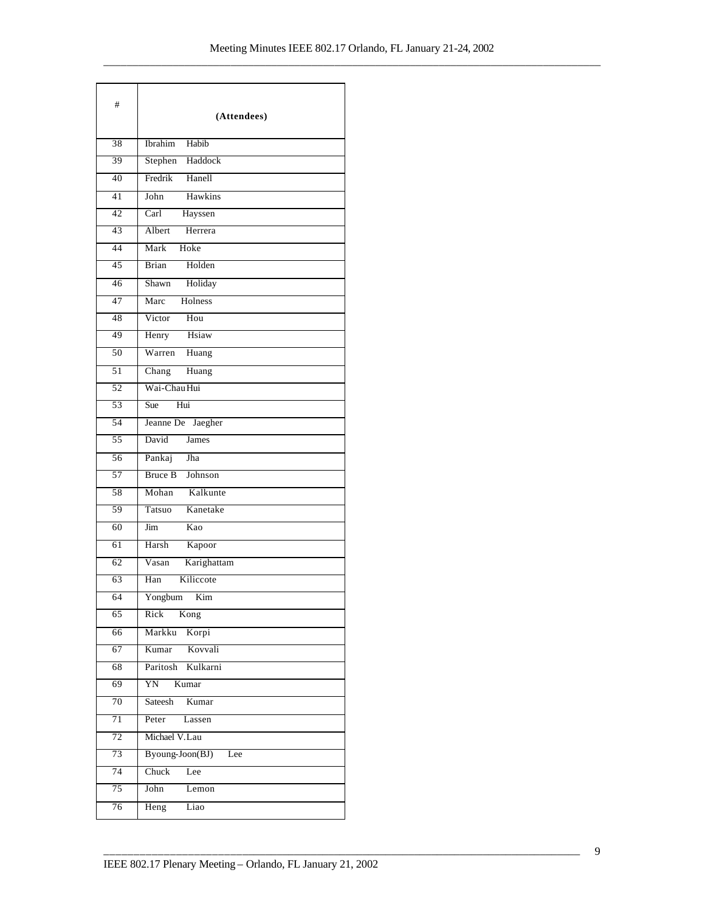| # | (Attendees) |
|---|---|
| 38 | Ibrahim Habib |
| 39 | Stephen Haddock |
| 40 | Fredrik Hanell |
| 41 | John Hawkins |
| 42 | Carl Hayssen |
| 43 | Albert Herrera |
| 44 | Mark Hoke |
| 45 | Brian Holden |
| 46 | Shawn Holiday |
| 47 | Marc Holness |
| 48 | Victor Hou |
| 49 | Henry Hsiaw |
| 50 | Warren Huang |
| 51 | Chang Huang |
| 52 | Wai-Chau Hui |
| 53 | Sue Hui |
| 54 | Jeanne De Jaegher |
| 55 | David James |
| 56 | Pankaj Jha |
| 57 | Bruce B Johnson |
| 58 | Mohan Kalkunte |
| 59 | Tatsuo Kanetake |
| 60 | Jim Kao |
| 61 | Harsh Kapoor |
| 62 | Vasan Karighattam |
| 63 | Han Kiliccote |
| 64 | Yongbum Kim |
| 65 | Rick Kong |
| 66 | Markku Korpi |
| 67 | Kumar Kovvali |
| 68 | Paritosh Kulkarni |
| 69 | YN Kumar |
| 70 | Sateesh Kumar |
| 71 | Peter Lassen |
| 72 | Michael V. Lau |
| 73 | Byoung-Joon(BJ) Lee |
| 74 | Chuck Lee |
| 75 | John Lemon |
| 76 | Heng Liao |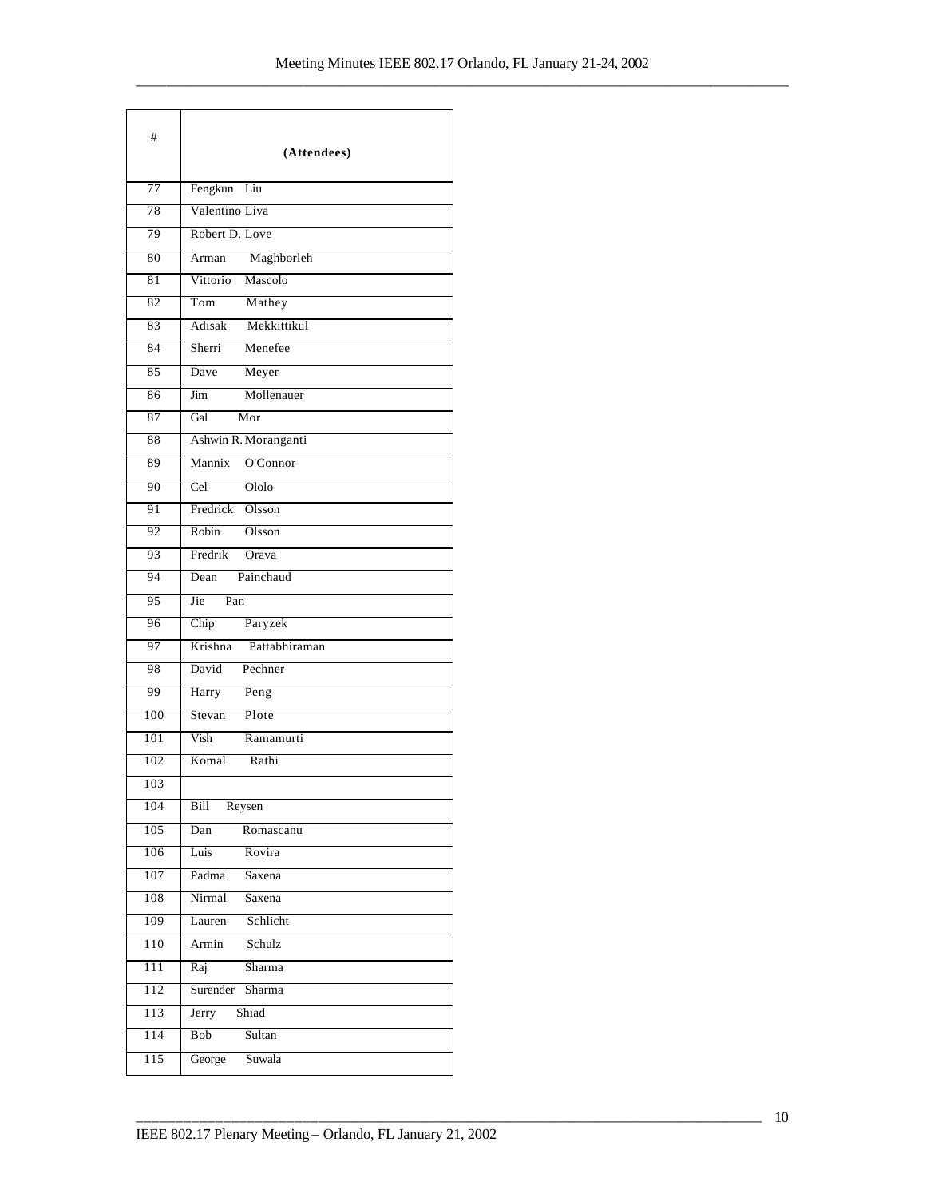| # | (Attendees) |
|---|---|
| 77 | Fengkun Liu |
| 78 | Valentino Liva |
| 79 | Robert D. Love |
| 80 | Arman Maghborleh |
| 81 | Vittorio Mascolo |
| 82 | Tom Mathey |
| 83 | Adisak Mekkittikul |
| 84 | Sherri Menefee |
| 85 | Dave Meyer |
| 86 | Jim Mollenauer |
| 87 | Gal Mor |
| 88 | Ashwin R. Moranganti |
| 89 | Mannix O'Connor |
| 90 | Cel Ololo |
| 91 | Fredrick Olsson |
| 92 | Robin Olsson |
| 93 | Fredrik Orava |
| 94 | Dean Painchaud |
| 95 | Jie Pan |
| 96 | Chip Paryzek |
| 97 | Krishna Pattabhiraman |
| 98 | David Pechner |
| 99 | Harry Peng |
| 100 | Stevan Plote |
| 101 | Vish Ramamurti |
| 102 | Komal Rathi |
| 103 | |
| 104 | Bill Reysen |
| 105 | Dan Romascanu |
| 106 | Luis Rovira |
| 107 | Padma Saxena |
| 108 | Nirmal Saxena |
| 109 | Lauren Schlicht |
| 110 | Armin Schulz |
| 111 | Raj Sharma |
| 112 | Surender Sharma |
| 113 | Jerry Shiad |
| 114 | Bob Sultan |
| 115 | George Suwala |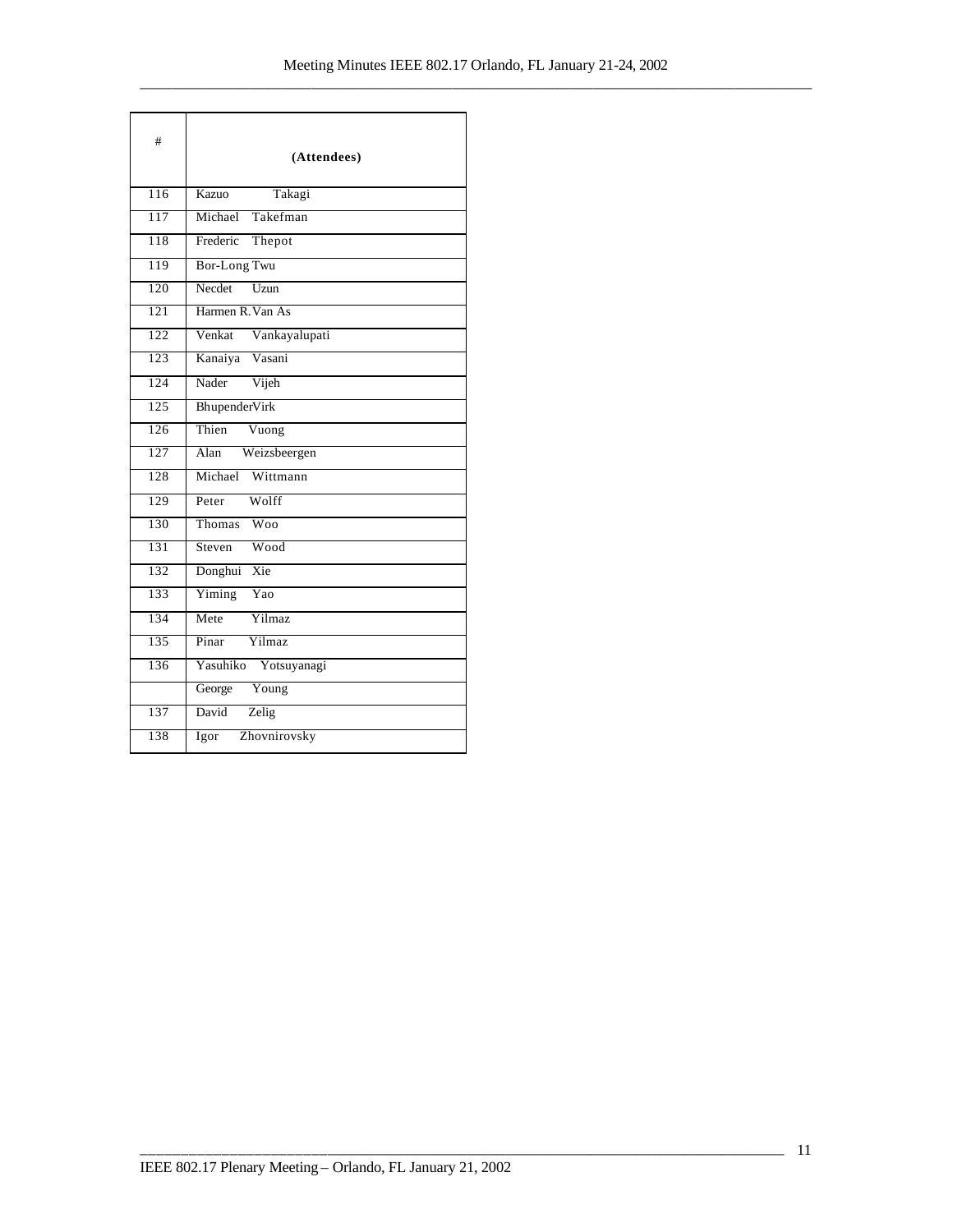| # | (Attendees) |
|---|---|
| 116 | Kazuo Takagi |
| 117 | Michael Takefman |
| 118 | Frederic Thepot |
| 119 | Bor-Long Twu |
| 120 | Necdet Uzun |
| 121 | Harmen R. Van As |
| 122 | Venkat Vankayalupati |
| 123 | Kanaiya Vasani |
| 124 | Nader Vijeh |
| 125 | BhupenderVirk |
| 126 | Thien Vuong |
| 127 | Alan Weizsbeergen |
| 128 | Michael Wittmann |
| 129 | Peter Wolff |
| 130 | Thomas Woo |
| 131 | Steven Wood |
| 132 | Donghui Xie |
| 133 | Yiming Yao |
| 134 | Mete Yilmaz |
| 135 | Pinar Yilmaz |
| 136 | Yasuhiko Yotsuyanagi |
| | George Young |
| 137 | David Zelig |
| 138 | Igor Zhovnirovsky |